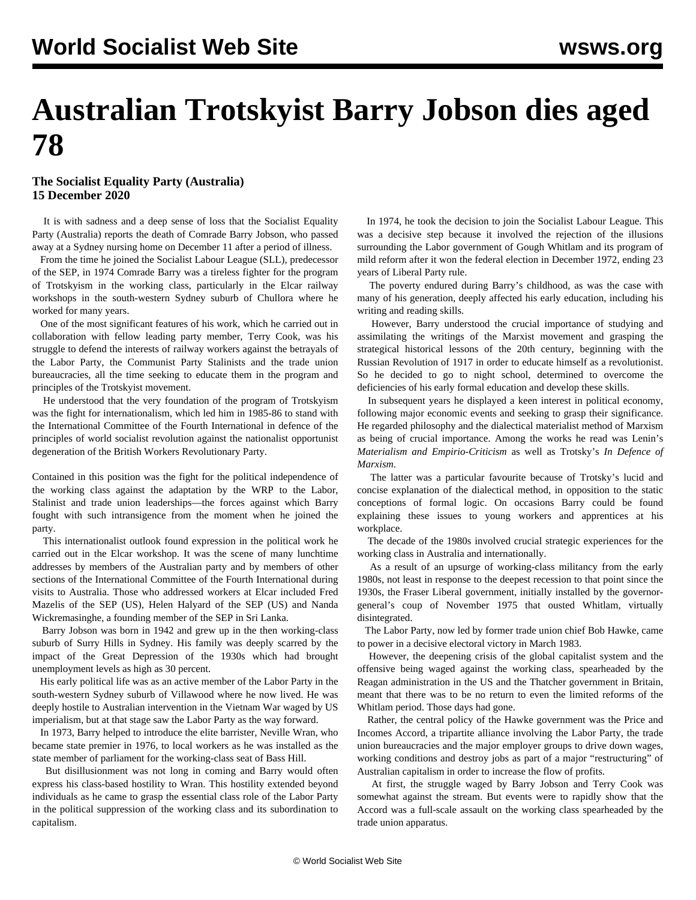# Australian Trotskyist Barry Jobson dies aged 78

**The Socialist Equality Party (Australia)**
**15 December 2020**

It is with sadness and a deep sense of loss that the Socialist Equality Party (Australia) reports the death of Comrade Barry Jobson, who passed away at a Sydney nursing home on December 11 after a period of illness.

From the time he joined the Socialist Labour League (SLL), predecessor of the SEP, in 1974 Comrade Barry was a tireless fighter for the program of Trotskyism in the working class, particularly in the Elcar railway workshops in the south-western Sydney suburb of Chullora where he worked for many years.

One of the most significant features of his work, which he carried out in collaboration with fellow leading party member, Terry Cook, was his struggle to defend the interests of railway workers against the betrayals of the Labor Party, the Communist Party Stalinists and the trade union bureaucracies, all the time seeking to educate them in the program and principles of the Trotskyist movement.

He understood that the very foundation of the program of Trotskyism was the fight for internationalism, which led him in 1985-86 to stand with the International Committee of the Fourth International in defence of the principles of world socialist revolution against the nationalist opportunist degeneration of the British Workers Revolutionary Party.

Contained in this position was the fight for the political independence of the working class against the adaptation by the WRP to the Labor, Stalinist and trade union leaderships—the forces against which Barry fought with such intransigence from the moment when he joined the party.

This internationalist outlook found expression in the political work he carried out in the Elcar workshop. It was the scene of many lunchtime addresses by members of the Australian party and by members of other sections of the International Committee of the Fourth International during visits to Australia. Those who addressed workers at Elcar included Fred Mazelis of the SEP (US), Helen Halyard of the SEP (US) and Nanda Wickremasinghe, a founding member of the SEP in Sri Lanka.

Barry Jobson was born in 1942 and grew up in the then working-class suburb of Surry Hills in Sydney. His family was deeply scarred by the impact of the Great Depression of the 1930s which had brought unemployment levels as high as 30 percent.

His early political life was as an active member of the Labor Party in the south-western Sydney suburb of Villawood where he now lived. He was deeply hostile to Australian intervention in the Vietnam War waged by US imperialism, but at that stage saw the Labor Party as the way forward.

In 1973, Barry helped to introduce the elite barrister, Neville Wran, who became state premier in 1976, to local workers as he was installed as the state member of parliament for the working-class seat of Bass Hill.

But disillusionment was not long in coming and Barry would often express his class-based hostility to Wran. This hostility extended beyond individuals as he came to grasp the essential class role of the Labor Party in the political suppression of the working class and its subordination to capitalism.

In 1974, he took the decision to join the Socialist Labour League. This was a decisive step because it involved the rejection of the illusions surrounding the Labor government of Gough Whitlam and its program of mild reform after it won the federal election in December 1972, ending 23 years of Liberal Party rule.

The poverty endured during Barry's childhood, as was the case with many of his generation, deeply affected his early education, including his writing and reading skills.

However, Barry understood the crucial importance of studying and assimilating the writings of the Marxist movement and grasping the strategical historical lessons of the 20th century, beginning with the Russian Revolution of 1917 in order to educate himself as a revolutionist. So he decided to go to night school, determined to overcome the deficiencies of his early formal education and develop these skills.

In subsequent years he displayed a keen interest in political economy, following major economic events and seeking to grasp their significance. He regarded philosophy and the dialectical materialist method of Marxism as being of crucial importance. Among the works he read was Lenin's *Materialism and Empirio-Criticism* as well as Trotsky's *In Defence of Marxism*.

The latter was a particular favourite because of Trotsky's lucid and concise explanation of the dialectical method, in opposition to the static conceptions of formal logic. On occasions Barry could be found explaining these issues to young workers and apprentices at his workplace.

The decade of the 1980s involved crucial strategic experiences for the working class in Australia and internationally.

As a result of an upsurge of working-class militancy from the early 1980s, not least in response to the deepest recession to that point since the 1930s, the Fraser Liberal government, initially installed by the governor-general's coup of November 1975 that ousted Whitlam, virtually disintegrated.

The Labor Party, now led by former trade union chief Bob Hawke, came to power in a decisive electoral victory in March 1983.

However, the deepening crisis of the global capitalist system and the offensive being waged against the working class, spearheaded by the Reagan administration in the US and the Thatcher government in Britain, meant that there was to be no return to even the limited reforms of the Whitlam period. Those days had gone.

Rather, the central policy of the Hawke government was the Price and Incomes Accord, a tripartite alliance involving the Labor Party, the trade union bureaucracies and the major employer groups to drive down wages, working conditions and destroy jobs as part of a major "restructuring" of Australian capitalism in order to increase the flow of profits.

At first, the struggle waged by Barry Jobson and Terry Cook was somewhat against the stream. But events were to rapidly show that the Accord was a full-scale assault on the working class spearheaded by the trade union apparatus.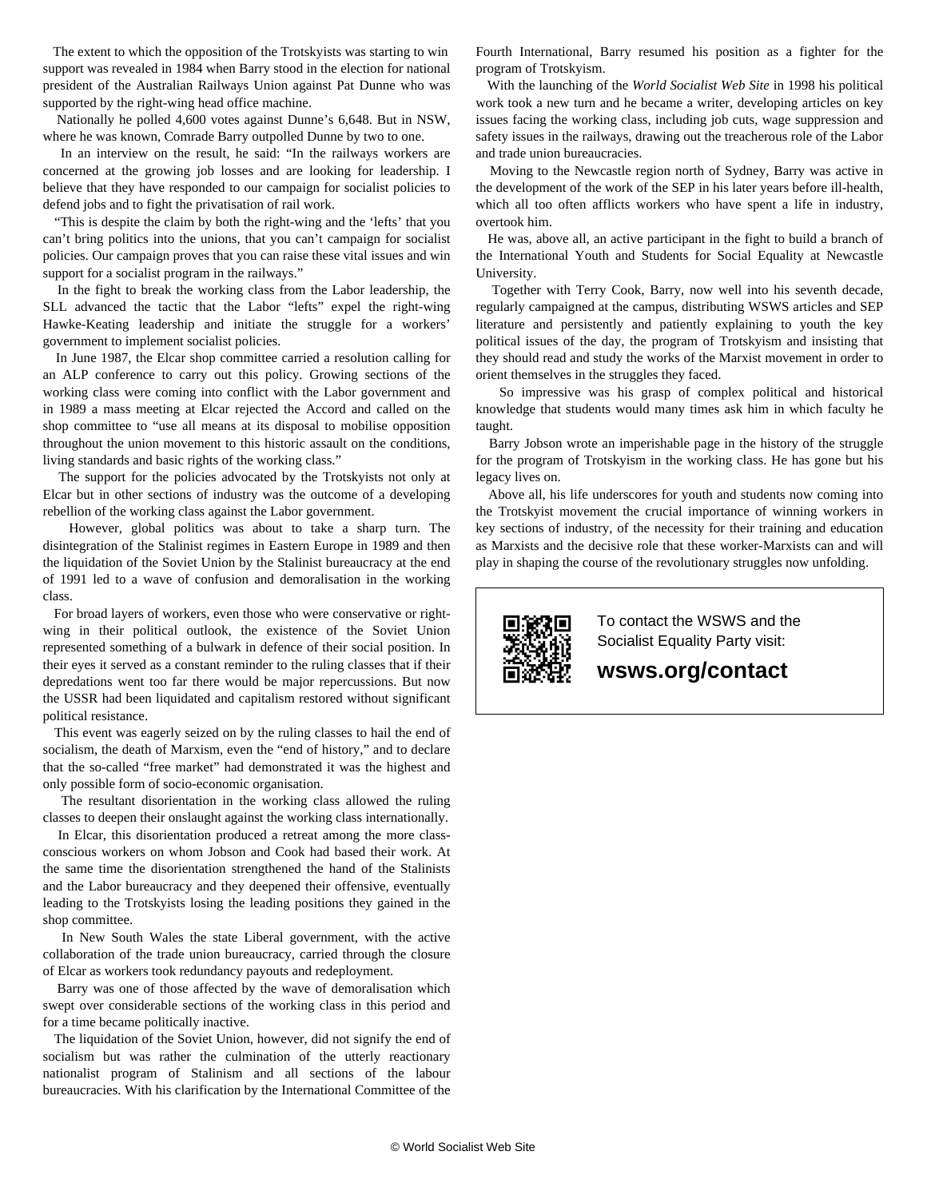The extent to which the opposition of the Trotskyists was starting to win support was revealed in 1984 when Barry stood in the election for national president of the Australian Railways Union against Pat Dunne who was supported by the right-wing head office machine.

Nationally he polled 4,600 votes against Dunne's 6,648. But in NSW, where he was known, Comrade Barry outpolled Dunne by two to one.

In an interview on the result, he said: "In the railways workers are concerned at the growing job losses and are looking for leadership. I believe that they have responded to our campaign for socialist policies to defend jobs and to fight the privatisation of rail work.

"This is despite the claim by both the right-wing and the 'lefts' that you can't bring politics into the unions, that you can't campaign for socialist policies. Our campaign proves that you can raise these vital issues and win support for a socialist program in the railways."

In the fight to break the working class from the Labor leadership, the SLL advanced the tactic that the Labor "lefts" expel the right-wing Hawke-Keating leadership and initiate the struggle for a workers' government to implement socialist policies.

In June 1987, the Elcar shop committee carried a resolution calling for an ALP conference to carry out this policy. Growing sections of the working class were coming into conflict with the Labor government and in 1989 a mass meeting at Elcar rejected the Accord and called on the shop committee to "use all means at its disposal to mobilise opposition throughout the union movement to this historic assault on the conditions, living standards and basic rights of the working class."

The support for the policies advocated by the Trotskyists not only at Elcar but in other sections of industry was the outcome of a developing rebellion of the working class against the Labor government.

However, global politics was about to take a sharp turn. The disintegration of the Stalinist regimes in Eastern Europe in 1989 and then the liquidation of the Soviet Union by the Stalinist bureaucracy at the end of 1991 led to a wave of confusion and demoralisation in the working class.

For broad layers of workers, even those who were conservative or right-wing in their political outlook, the existence of the Soviet Union represented something of a bulwark in defence of their social position. In their eyes it served as a constant reminder to the ruling classes that if their depredations went too far there would be major repercussions. But now the USSR had been liquidated and capitalism restored without significant political resistance.

This event was eagerly seized on by the ruling classes to hail the end of socialism, the death of Marxism, even the "end of history," and to declare that the so-called "free market" had demonstrated it was the highest and only possible form of socio-economic organisation.

The resultant disorientation in the working class allowed the ruling classes to deepen their onslaught against the working class internationally.

In Elcar, this disorientation produced a retreat among the more class-conscious workers on whom Jobson and Cook had based their work. At the same time the disorientation strengthened the hand of the Stalinists and the Labor bureaucracy and they deepened their offensive, eventually leading to the Trotskyists losing the leading positions they gained in the shop committee.

In New South Wales the state Liberal government, with the active collaboration of the trade union bureaucracy, carried through the closure of Elcar as workers took redundancy payouts and redeployment.

Barry was one of those affected by the wave of demoralisation which swept over considerable sections of the working class in this period and for a time became politically inactive.

The liquidation of the Soviet Union, however, did not signify the end of socialism but was rather the culmination of the utterly reactionary nationalist program of Stalinism and all sections of the labour bureaucracies. With his clarification by the International Committee of the Fourth International, Barry resumed his position as a fighter for the program of Trotskyism.

With the launching of the *World Socialist Web Site* in 1998 his political work took a new turn and he became a writer, developing articles on key issues facing the working class, including job cuts, wage suppression and safety issues in the railways, drawing out the treacherous role of the Labor and trade union bureaucracies.

Moving to the Newcastle region north of Sydney, Barry was active in the development of the work of the SEP in his later years before ill-health, which all too often afflicts workers who have spent a life in industry, overtook him.

He was, above all, an active participant in the fight to build a branch of the International Youth and Students for Social Equality at Newcastle University.

Together with Terry Cook, Barry, now well into his seventh decade, regularly campaigned at the campus, distributing WSWS articles and SEP literature and persistently and patiently explaining to youth the key political issues of the day, the program of Trotskyism and insisting that they should read and study the works of the Marxist movement in order to orient themselves in the struggles they faced.

So impressive was his grasp of complex political and historical knowledge that students would many times ask him in which faculty he taught.

Barry Jobson wrote an imperishable page in the history of the struggle for the program of Trotskyism in the working class. He has gone but his legacy lives on.

Above all, his life underscores for youth and students now coming into the Trotskyist movement the crucial importance of winning workers in key sections of industry, of the necessity for their training and education as Marxists and the decisive role that these worker-Marxists can and will play in shaping the course of the revolutionary struggles now unfolding.

To contact the WSWS and the Socialist Equality Party visit:

**wsws.org/contact**